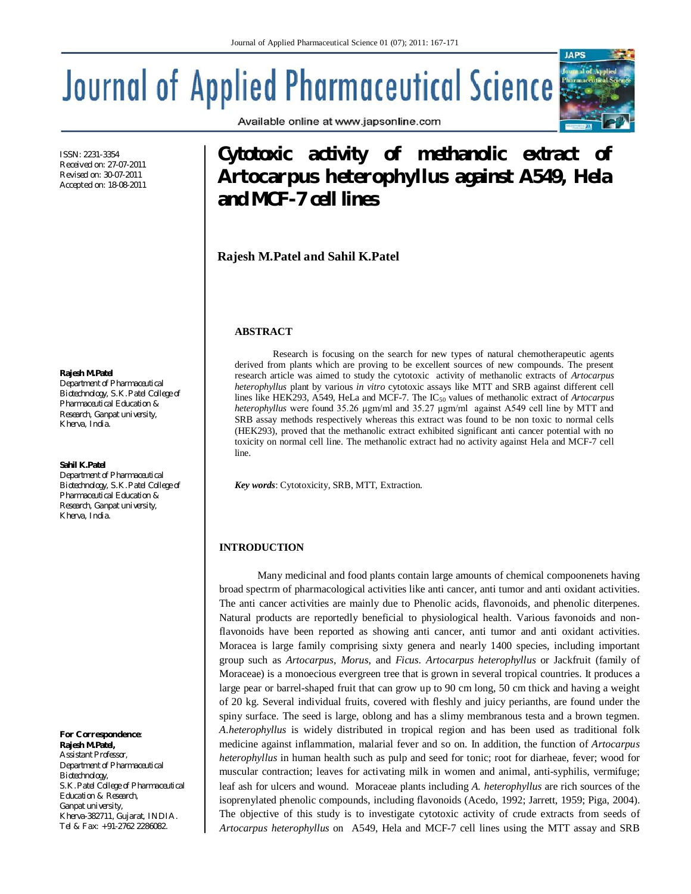ISSN: 2231-3354
Received on: 27-07-2011
Revised on: 30-07-2011
Accepted on: 18-08-2011

# Cytotoxic activity of methanolic extract of Artocarpus heterophyllus against A549, Hela and MCF-7 cell lines

**Rajesh M.Patel and Sahil K.Patel**

**Rajesh M.Patel**
Department of Pharmaceutical Biotechnology, S.K.Patel College of Pharmaceutical Education & Research, Ganpat university, Kherva, India.

**Sahil K.Patel**
Department of Pharmaceutical Biotechnology, S.K.Patel College of Pharmaceutical Education & Research, Ganpat university, Kherva, India.

**For Correspondence**:
**Rajesh M.Patel,**
Assistant Professor,
Department of Pharmaceutical Biotechnology,
S.K.Patel College of Pharmaceutical Education & Research,
Ganpat university,
Kherva-382711, Gujarat, INDIA.
Tel & Fax: +91-2762 2286082.

## ABSTRACT

Research is focusing on the search for new types of natural chemotherapeutic agents derived from plants which are proving to be excellent sources of new compounds. The present research article was aimed to study the cytotoxic activity of methanolic extracts of *Artocarpus heterophyllus* plant by various *in vitro* cytotoxic assays like MTT and SRB against different cell lines like HEK293, A549, HeLa and MCF-7. The $IC_{50}$ values of methanolic extract of *Artocarpus heterophyllus* were found 35.26 µgm/ml and 35.27 µgm/ml against A549 cell line by MTT and SRB assay methods respectively whereas this extract was found to be non toxic to normal cells (HEK293), proved that the methanolic extract exhibited significant anti cancer potential with no toxicity on normal cell line. The methanolic extract had no activity against Hela and MCF-7 cell line.

*Key words*: Cytotoxicity, SRB, MTT, Extraction.

## INTRODUCTION

Many medicinal and food plants contain large amounts of chemical compoonenets having broad spectrm of pharmacological activities like anti cancer, anti tumor and anti oxidant activities. The anti cancer activities are mainly due to Phenolic acids, flavonoids, and phenolic diterpenes. Natural products are reportedly beneficial to physiological health. Various favonoids and non-flavonoids have been reported as showing anti cancer, anti tumor and anti oxidant activities. Moracea is large family comprising sixty genera and nearly 1400 species, including important group such as *Artocarpus*, *Morus*, and *Ficus*. *Artocarpus heterophyllus* or Jackfruit (family of Moraceae) is a monoecious evergreen tree that is grown in several tropical countries. It produces a large pear or barrel-shaped fruit that can grow up to 90 cm long, 50 cm thick and having a weight of 20 kg. Several individual fruits, covered with fleshly and juicy perianths, are found under the spiny surface. The seed is large, oblong and has a slimy membranous testa and a brown tegmen. *A.heterophyllus* is widely distributed in tropical region and has been used as traditional folk medicine against inflammation, malarial fever and so on. In addition, the function of *Artocarpus heterophyllus* in human health such as pulp and seed for tonic; root for diarheae, fever; wood for muscular contraction; leaves for activating milk in women and animal, anti-syphilis, vermifuge; leaf ash for ulcers and wound. Moraceae plants including *A. heterophyllus* are rich sources of the isoprenylated phenolic compounds, including flavonoids (Acedo, 1992; Jarrett, 1959; Piga, 2004). The objective of this study is to investigate cytotoxic activity of crude extracts from seeds of *Artocarpus heterophyllus* on A549, Hela and MCF-7 cell lines using the MTT assay and SRB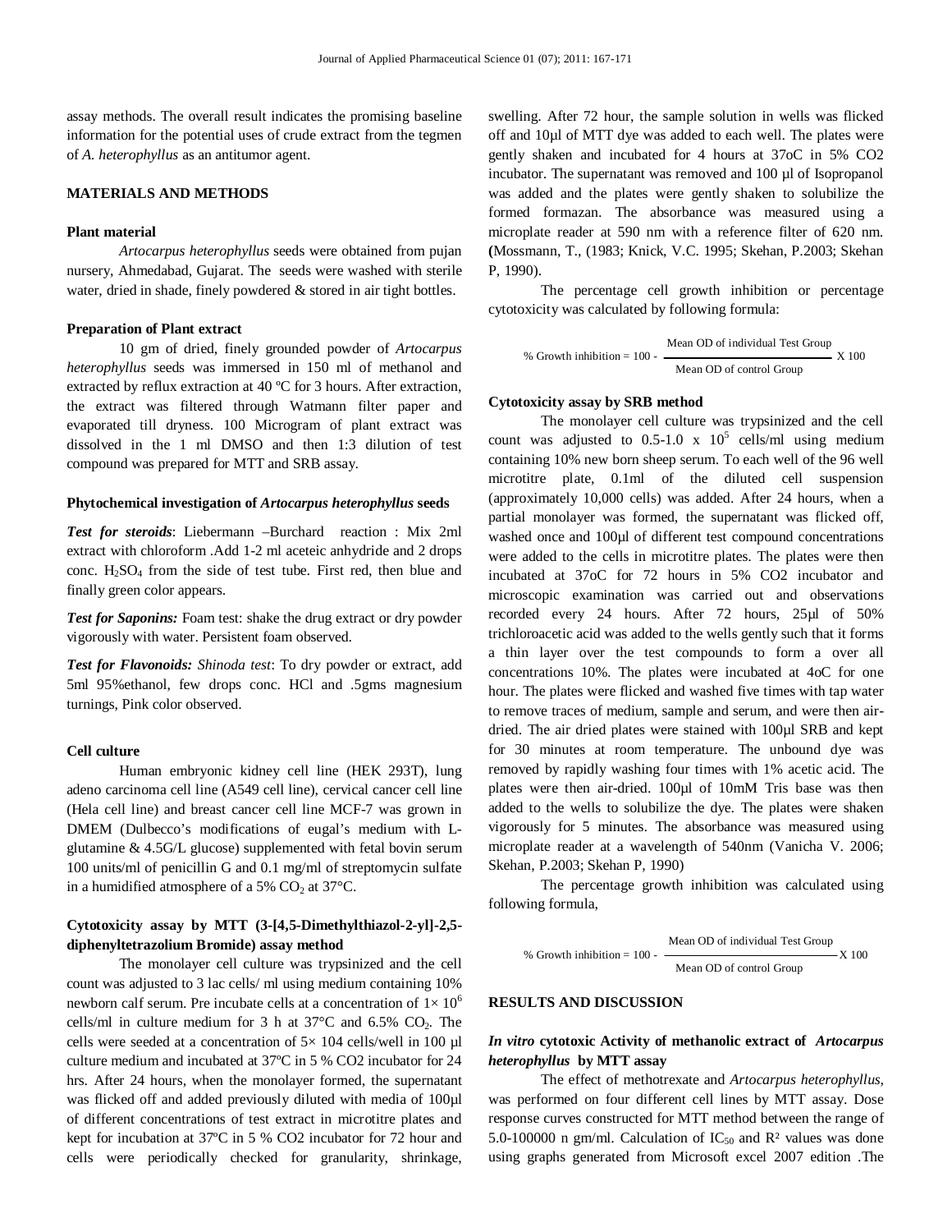assay methods. The overall result indicates the promising baseline information for the potential uses of crude extract from the tegmen of *A. heterophyllus* as an antitumor agent.

## MATERIALS AND METHODS

### Plant material

*Artocarpus heterophyllus* seeds were obtained from pujan nursery, Ahmedabad, Gujarat. The seeds were washed with sterile water, dried in shade, finely powdered & stored in air tight bottles.

### Preparation of Plant extract

10 gm of dried, finely grounded powder of *Artocarpus heterophyllus* seeds was immersed in 150 ml of methanol and extracted by reflux extraction at 40 ºC for 3 hours. After extraction, the extract was filtered through Watmann filter paper and evaporated till dryness. 100 Microgram of plant extract was dissolved in the 1 ml DMSO and then 1:3 dilution of test compound was prepared for MTT and SRB assay.

### Phytochemical investigation of *Artocarpus heterophyllus* seeds

***Test for steroids***: Liebermann –Burchard reaction : Mix 2ml extract with chloroform .Add 1-2 ml aceteic anhydride and 2 drops conc. $H_2SO_4$ from the side of test tube. First red, then blue and finally green color appears.

***Test for Saponins:*** Foam test: shake the drug extract or dry powder vigorously with water. Persistent foam observed.

***Test for Flavonoids:*** *Shinoda test*: To dry powder or extract, add 5ml 95%ethanol, few drops conc. HCl and .5gms magnesium turnings, Pink color observed.

### Cell culture

Human embryonic kidney cell line (HEK 293T), lung adeno carcinoma cell line (A549 cell line), cervical cancer cell line (Hela cell line) and breast cancer cell line MCF-7 was grown in DMEM (Dulbecco's modifications of eugal's medium with L-glutamine & 4.5G/L glucose) supplemented with fetal bovin serum 100 units/ml of penicillin G and 0.1 mg/ml of streptomycin sulfate in a humidified atmosphere of a 5% $CO_2$ at 37°C.

### Cytotoxicity assay by MTT (3-[4,5-Dimethylthiazol-2-yl]-2,5-diphenyltetrazolium Bromide) assay method

The monolayer cell culture was trypsinized and the cell count was adjusted to 3 lac cells/ ml using medium containing 10% newborn calf serum. Pre incubate cells at a concentration of $1\times 10^6$ cells/ml in culture medium for 3 h at 37°C and 6.5% $CO_2$. The cells were seeded at a concentration of 5× 104 cells/well in 100 µl culture medium and incubated at 37ºC in 5 % CO2 incubator for 24 hrs. After 24 hours, when the monolayer formed, the supernatant was flicked off and added previously diluted with media of 100µl of different concentrations of test extract in microtitre plates and kept for incubation at 37ºC in 5 % CO2 incubator for 72 hour and cells were periodically checked for granularity, shrinkage, swelling. After 72 hour, the sample solution in wells was flicked off and 10µl of MTT dye was added to each well. The plates were gently shaken and incubated for 4 hours at 37oC in 5% CO2 incubator. The supernatant was removed and 100 µl of Isopropanol was added and the plates were gently shaken to solubilize the formed formazan. The absorbance was measured using a microplate reader at 590 nm with a reference filter of 620 nm. (Mossmann, T., (1983; Knick, V.C. 1995; Skehan, P.2003; Skehan P, 1990).

The percentage cell growth inhibition or percentage cytotoxicity was calculated by following formula:

$$\% \text{ Growth inhibition} = 100 - \frac{\text{Mean OD of individual Test Group}}{\text{Mean OD of control Group}} \times 100$$

### Cytotoxicity assay by SRB method

The monolayer cell culture was trypsinized and the cell count was adjusted to 0.5-1.0 x $10^5$ cells/ml using medium containing 10% new born sheep serum. To each well of the 96 well microtitre plate, 0.1ml of the diluted cell suspension (approximately 10,000 cells) was added. After 24 hours, when a partial monolayer was formed, the supernatant was flicked off, washed once and 100µl of different test compound concentrations were added to the cells in microtitre plates. The plates were then incubated at 37oC for 72 hours in 5% CO2 incubator and microscopic examination was carried out and observations recorded every 24 hours. After 72 hours, 25µl of 50% trichloroacetic acid was added to the wells gently such that it forms a thin layer over the test compounds to form a over all concentrations 10%. The plates were incubated at 4oC for one hour. The plates were flicked and washed five times with tap water to remove traces of medium, sample and serum, and were then air-dried. The air dried plates were stained with 100µl SRB and kept for 30 minutes at room temperature. The unbound dye was removed by rapidly washing four times with 1% acetic acid. The plates were then air-dried. 100µl of 10mM Tris base was then added to the wells to solubilize the dye. The plates were shaken vigorously for 5 minutes. The absorbance was measured using microplate reader at a wavelength of 540nm (Vanicha V. 2006; Skehan, P.2003; Skehan P, 1990)

The percentage growth inhibition was calculated using following formula,

$$\% \text{ Growth inhibition} = 100 - \frac{\text{Mean OD of individual Test Group}}{\text{Mean OD of control Group}} \times 100$$

## RESULTS AND DISCUSSION

### *In vitro* cytotoxic Activity of methanolic extract of *Artocarpus heterophyllus* by MTT assay

The effect of methotrexate and *Artocarpus heterophyllus,* was performed on four different cell lines by MTT assay. Dose response curves constructed for MTT method between the range of 5.0-100000 n gm/ml. Calculation of $IC_{50}$ and $R^2$ values was done using graphs generated from Microsoft excel 2007 edition .The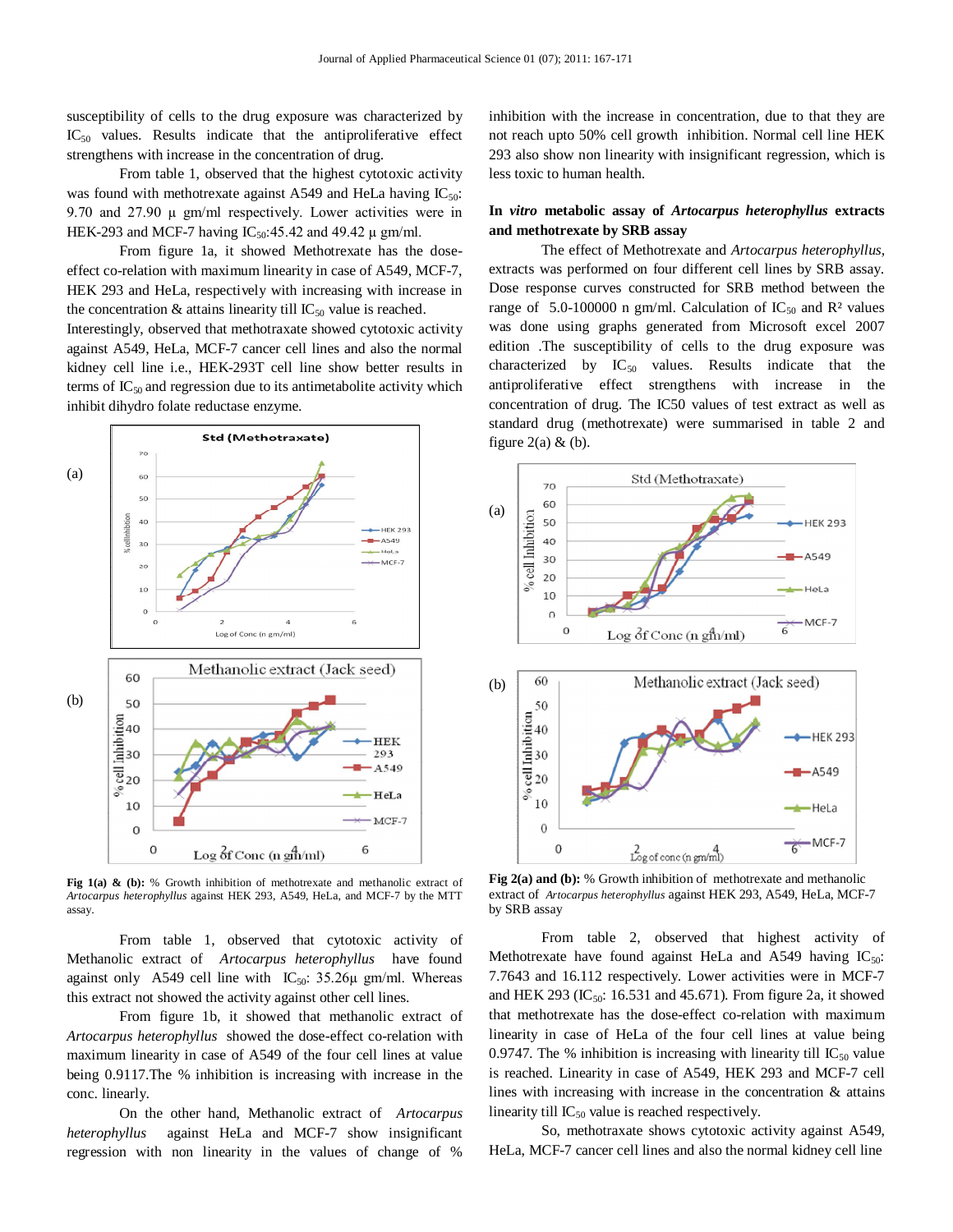susceptibility of cells to the drug exposure was characterized by $IC_{50}$ values. Results indicate that the antiproliferative effect strengthens with increase in the concentration of drug.

From table 1, observed that the highest cytotoxic activity was found with methotrexate against A549 and HeLa having $IC_{50}$: 9.70 and 27.90 µ gm/ml respectively. Lower activities were in HEK-293 and MCF-7 having $IC_{50}$:45.42 and 49.42 µ gm/ml.

From figure 1a, it showed Methotrexate has the dose-effect co-relation with maximum linearity in case of A549, MCF-7, HEK 293 and HeLa, respectively with increasing with increase in the concentration & attains linearity till $IC_{50}$ value is reached. Interestingly, observed that methotraxate showed cytotoxic activity against A549, HeLa, MCF-7 cancer cell lines and also the normal kidney cell line i.e., HEK-293T cell line show better results in terms of $IC_{50}$ and regression due to its antimetabolite activity which inhibit dihydro folate reductase enzyme.

**Fig 1(a) & (b):** % Growth inhibition of methotrexate and methanolic extract of *Artocarpus heterophyllus* against HEK 293, A549, HeLa, and MCF-7 by the MTT assay.

From table 1, observed that cytotoxic activity of Methanolic extract of *Artocarpus heterophyllus* have found against only A549 cell line with $IC_{50}$: 35.26µ gm/ml. Whereas this extract not showed the activity against other cell lines.

From figure 1b, it showed that methanolic extract of *Artocarpus heterophyllus* showed the dose-effect co-relation with maximum linearity in case of A549 of the four cell lines at value being 0.9117.The % inhibition is increasing with increase in the conc. linearly.

On the other hand, Methanolic extract of *Artocarpus heterophyllus* against HeLa and MCF-7 show insignificant regression with non linearity in the values of change of % inhibition with the increase in concentration, due to that they are not reach upto 50% cell growth inhibition. Normal cell line HEK 293 also show non linearity with insignificant regression, which is less toxic to human health.

## *In vitro* metabolic assay of *Artocarpus heterophyllus* extracts and methotrexate by SRB assay

The effect of Methotrexate and *Artocarpus heterophyllus*, extracts was performed on four different cell lines by SRB assay. Dose response curves constructed for SRB method between the range of 5.0-100000 n gm/ml. Calculation of $IC_{50}$ and $R^2$ values was done using graphs generated from Microsoft excel 2007 edition .The susceptibility of cells to the drug exposure was characterized by $IC_{50}$ values. Results indicate that the antiproliferative effect strengthens with increase in the concentration of drug. The IC50 values of test extract as well as standard drug (methotrexate) were summarised in table 2 and figure 2(a) & (b).

**Fig 2(a) and (b):** % Growth inhibition of methotrexate and methanolic extract of *Artocarpus heterophyllus* against HEK 293, A549, HeLa, MCF-7 by SRB assay

From table 2, observed that highest activity of Methotrexate have found against HeLa and A549 having $IC_{50}$: 7.7643 and 16.112 respectively. Lower activities were in MCF-7 and HEK 293 ($IC_{50}$: 16.531 and 45.671). From figure 2a, it showed that methotrexate has the dose-effect co-relation with maximum linearity in case of HeLa of the four cell lines at value being 0.9747. The % inhibition is increasing with linearity till $IC_{50}$ value is reached. Linearity in case of A549, HEK 293 and MCF-7 cell lines with increasing with increase in the concentration & attains linearity till $IC_{50}$ value is reached respectively.

So, methotraxate shows cytotoxic activity against A549, HeLa, MCF-7 cancer cell lines and also the normal kidney cell line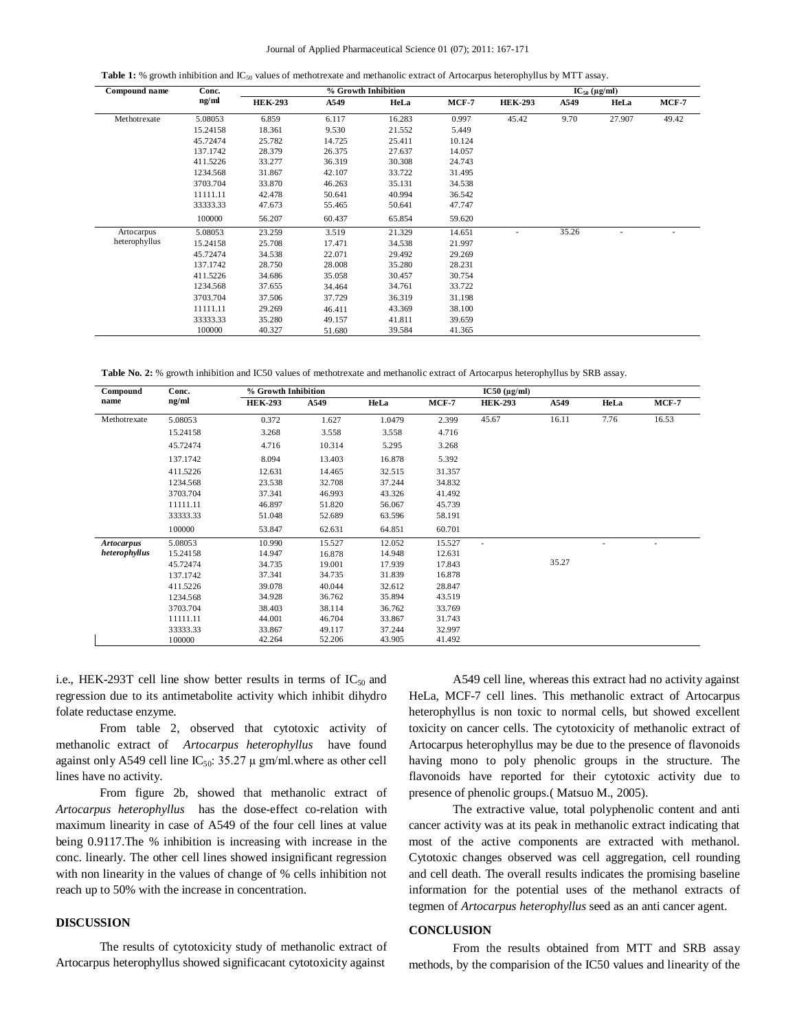**Table 1:** % growth inhibition and $IC_{50}$ values of methotrexate and methanolic extract of Artocarpus heterophyllus by MTT assay.

| Compound name | Conc. ng/ml | % Growth Inhibition | | | | $IC_{50}$ (μg/ml) | | | |
|---|---|---|---|---|---|---|---|---|---|
| | | HEK-293 | A549 | HeLa | MCF-7 | HEK-293 | A549 | HeLa | MCF-7 |
| Methotrexate | 5.08053 | 6.859 | 6.117 | 16.283 | 0.997 | 45.42 | 9.70 | 27.907 | 49.42 |
| | 15.24158 | 18.361 | 9.530 | 21.552 | 5.449 | | | | |
| | 45.72474 | 25.782 | 14.725 | 25.411 | 10.124 | | | | |
| | 137.1742 | 28.379 | 26.375 | 27.637 | 14.057 | | | | |
| | 411.5226 | 33.277 | 36.319 | 30.308 | 24.743 | | | | |
| | 1234.568 | 31.867 | 42.107 | 33.722 | 31.495 | | | | |
| | 3703.704 | 33.870 | 46.263 | 35.131 | 34.538 | | | | |
| | 11111.11 | 42.478 | 50.641 | 40.994 | 36.542 | | | | |
| | 33333.33 | 47.673 | 55.465 | 50.641 | 47.747 | | | | |
| | 100000 | 56.207 | 60.437 | 65.854 | 59.620 | | | | |
| Artocarpus heterophyllus | 5.08053 | 23.259 | 3.519 | 21.329 | 14.651 | - | 35.26 | - | - |
| | 15.24158 | 25.708 | 17.471 | 34.538 | 21.997 | | | | |
| | 45.72474 | 34.538 | 22.071 | 29.492 | 29.269 | | | | |
| | 137.1742 | 28.750 | 28.008 | 35.280 | 28.231 | | | | |
| | 411.5226 | 34.686 | 35.058 | 30.457 | 30.754 | | | | |
| | 1234.568 | 37.655 | 34.464 | 34.761 | 33.722 | | | | |
| | 3703.704 | 37.506 | 37.729 | 36.319 | 31.198 | | | | |
| | 11111.11 | 29.269 | 46.411 | 43.369 | 38.100 | | | | |
| | 33333.33 | 35.280 | 49.157 | 41.811 | 39.659 | | | | |
| | 100000 | 40.327 | 51.680 | 39.584 | 41.365 | | | | |

**Table No. 2:** % growth inhibition and IC50 values of methotrexate and methanolic extract of Artocarpus heterophyllus by SRB assay.

| Compound name | Conc. ng/ml | % Growth Inhibition | | | | IC50 (μg/ml) | | | |
|---|---|---|---|---|---|---|---|---|---|
| | | HEK-293 | A549 | HeLa | MCF-7 | HEK-293 | A549 | HeLa | MCF-7 |
| Methotrexate | 5.08053 | 0.372 | 1.627 | 1.0479 | 2.399 | 45.67 | 16.11 | 7.76 | 16.53 |
| | 15.24158 | 3.268 | 3.558 | 3.558 | 4.716 | | | | |
| | 45.72474 | 4.716 | 10.314 | 5.295 | 3.268 | | | | |
| | 137.1742 | 8.094 | 13.403 | 16.878 | 5.392 | | | | |
| | 411.5226 | 12.631 | 14.465 | 32.515 | 31.357 | | | | |
| | 1234.568 | 23.538 | 32.708 | 37.244 | 34.832 | | | | |
| | 3703.704 | 37.341 | 46.993 | 43.326 | 41.492 | | | | |
| | 11111.11 | 46.897 | 51.820 | 56.067 | 45.739 | | | | |
| | 33333.33 | 51.048 | 52.689 | 63.596 | 58.191 | | | | |
| | 100000 | 53.847 | 62.631 | 64.851 | 60.701 | | | | |
| *Artocarpus heterophyllus* | 5.08053 | 10.990 | 15.527 | 12.052 | 15.527 | - | 35.27 | - | - |
| | 15.24158 | 14.947 | 16.878 | 14.948 | 12.631 | | | | |
| | 45.72474 | 34.735 | 19.001 | 17.939 | 17.843 | | | | |
| | 137.1742 | 37.341 | 34.735 | 31.839 | 16.878 | | | | |
| | 411.5226 | 39.078 | 40.044 | 32.612 | 28.847 | | | | |
| | 1234.568 | 34.928 | 36.762 | 35.894 | 43.519 | | | | |
| | 3703.704 | 38.403 | 38.114 | 36.762 | 33.769 | | | | |
| | 11111.11 | 44.001 | 46.704 | 33.867 | 31.743 | | | | |
| | 33333.33 | 33.867 | 49.117 | 37.244 | 32.997 | | | | |
| | 100000 | 42.264 | 52.206 | 43.905 | 41.492 | | | | |

i.e., HEK-293T cell line show better results in terms of $IC_{50}$ and regression due to its antimetabolite activity which inhibit dihydro folate reductase enzyme.

From table 2, observed that cytotoxic activity of methanolic extract of *Artocarpus heterophyllus* have found against only A549 cell line $IC_{50}$: 35.27 μ gm/ml.where as other cell lines have no activity.

From figure 2b, showed that methanolic extract of *Artocarpus heterophyllus* has the dose-effect co-relation with maximum linearity in case of A549 of the four cell lines at value being 0.9117.The % inhibition is increasing with increase in the conc. linearly. The other cell lines showed insignificant regression with non linearity in the values of change of % cells inhibition not reach up to 50% with the increase in concentration.

## DISCUSSION

The results of cytotoxicity study of methanolic extract of Artocarpus heterophyllus showed significacant cytotoxicity against A549 cell line, whereas this extract had no activity against HeLa, MCF-7 cell lines. This methanolic extract of Artocarpus heterophyllus is non toxic to normal cells, but showed excellent toxicity on cancer cells. The cytotoxicity of methanolic extract of Artocarpus heterophyllus may be due to the presence of flavonoids having mono to poly phenolic groups in the structure. The flavonoids have reported for their cytotoxic activity due to presence of phenolic groups.( Matsuo M., 2005).

The extractive value, total polyphenolic content and anti cancer activity was at its peak in methanolic extract indicating that most of the active components are extracted with methanol. Cytotoxic changes observed was cell aggregation, cell rounding and cell death. The overall results indicates the promising baseline information for the potential uses of the methanol extracts of tegmen of *Artocarpus heterophyllus* seed as an anti cancer agent.

## CONCLUSION

From the results obtained from MTT and SRB assay methods, by the comparision of the IC50 values and linearity of the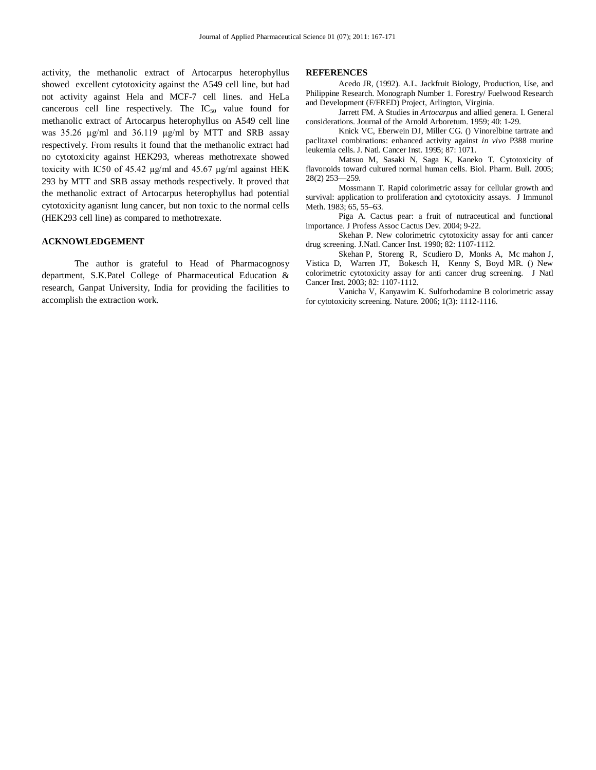activity, the methanolic extract of Artocarpus heterophyllus showed excellent cytotoxicity against the A549 cell line, but had not activity against Hela and MCF-7 cell lines. and HeLa cancerous cell line respectively. The $IC_{50}$ value found for methanolic extract of Artocarpus heterophyllus on A549 cell line was 35.26 µg/ml and 36.119 µg/ml by MTT and SRB assay respectively. From results it found that the methanolic extract had no cytotoxicity against HEK293, whereas methotrexate showed toxicity with IC50 of 45.42 µg/ml and 45.67 µg/ml against HEK 293 by MTT and SRB assay methods respectively. It proved that the methanolic extract of Artocarpus heterophyllus had potential cytotoxicity aganisnt lung cancer, but non toxic to the normal cells (HEK293 cell line) as compared to methotrexate.

## ACKNOWLEDGEMENT

The author is grateful to Head of Pharmacognosy department, S.K.Patel College of Pharmaceutical Education & research, Ganpat University, India for providing the facilities to accomplish the extraction work.

## REFERENCES

Acedo JR, (1992). A.L. Jackfruit Biology, Production, Use, and Philippine Research. Monograph Number 1. Forestry/ Fuelwood Research and Development (F/FRED) Project, Arlington, Virginia.

Jarrett FM. A Studies in *Artocarpus* and allied genera. I. General considerations. Journal of the Arnold Arboretum. 1959; 40: 1-29.

Knick VC, Eberwein DJ, Miller CG. () Vinorelbine tartrate and paclitaxel combinations: enhanced activity against *in vivo* P388 murine leukemia cells. J. Natl. Cancer Inst. 1995; 87: 1071.

Matsuo M, Sasaki N, Saga K, Kaneko T. Cytotoxicity of flavonoids toward cultured normal human cells. Biol. Pharm. Bull. 2005; 28(2) 253—259.

Mossmann T. Rapid colorimetric assay for cellular growth and survival: application to proliferation and cytotoxicity assays. J Immunol Meth. 1983; 65, 55–63.

Piga A. Cactus pear: a fruit of nutraceutical and functional importance. J Profess Assoc Cactus Dev. 2004; 9-22.

Skehan P. New colorimetric cytotoxicity assay for anti cancer drug screening. J.Natl. Cancer Inst. 1990; 82: 1107-1112.

Skehan P, Storeng R, Scudiero D, Monks A, Mc mahon J, Vistica D, Warren JT, Bokesch H, Kenny S, Boyd MR. () New colorimetric cytotoxicity assay for anti cancer drug screening. J Natl Cancer Inst. 2003; 82: 1107-1112.

Vanicha V, Kanyawim K. Sulforhodamine B colorimetric assay for cytotoxicity screening. Nature. 2006; 1(3): 1112-1116.